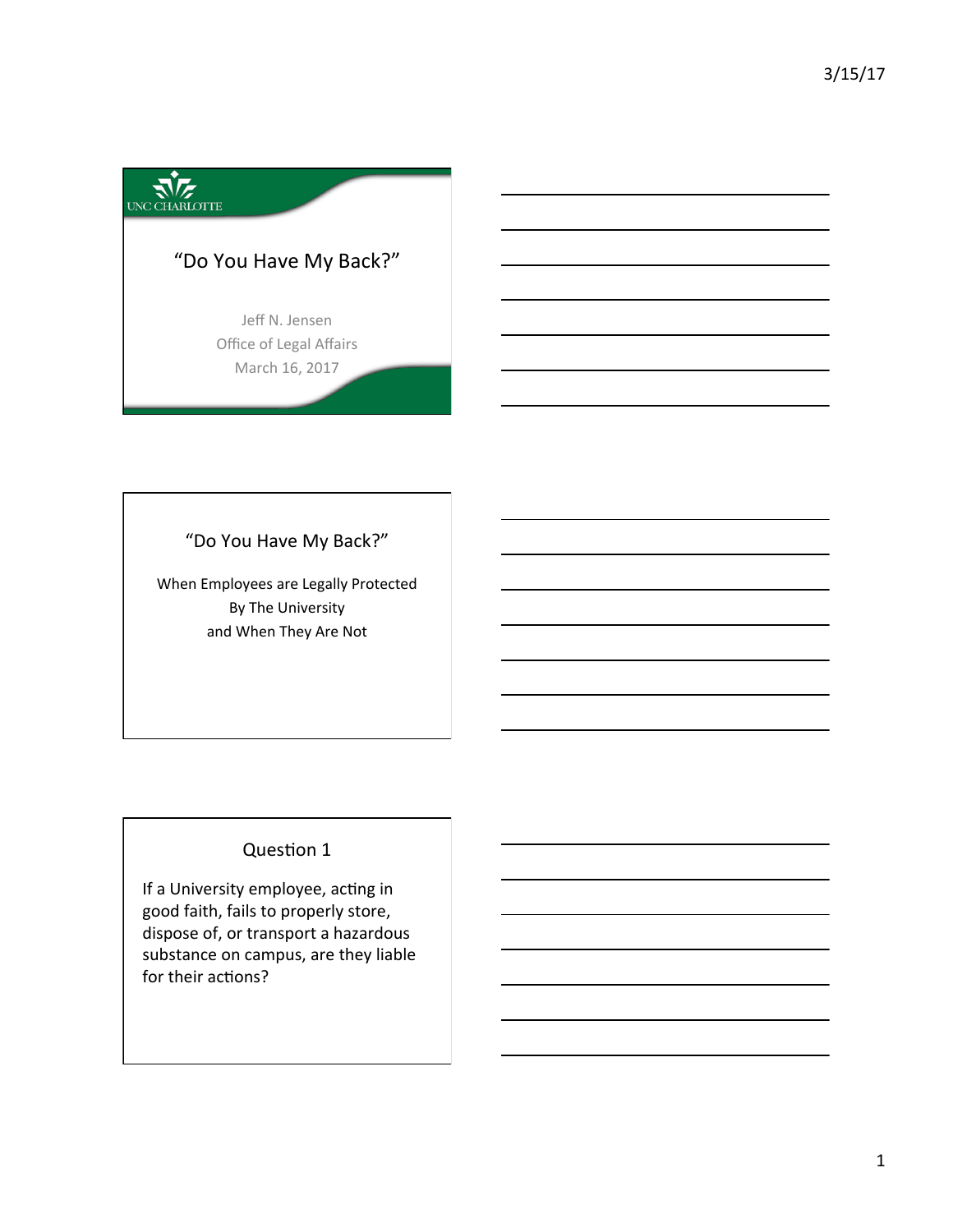UNC CHARLOTTE

# "Do You Have My Back?"

Jeff N. Jensen
Office of Legal Affairs
March 16, 2017

## "Do You Have My Back?"

When Employees are Legally Protected
By The University
and When They Are Not

## Question 1

If a University employee, acting in good faith, fails to properly store, dispose of, or transport a hazardous substance on campus, are they liable for their actions?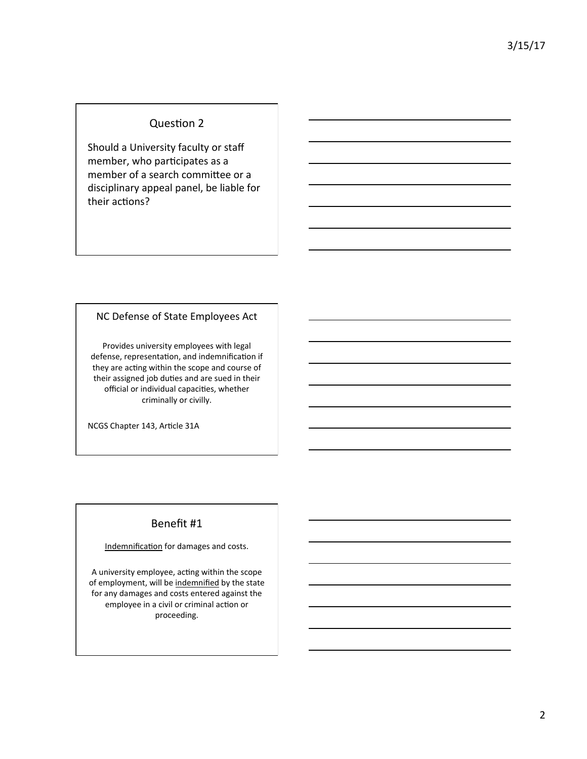## Question 2

Should a University faculty or staff member, who participates as a member of a search committee or a disciplinary appeal panel, be liable for their actions?

## NC Defense of State Employees Act

Provides university employees with legal defense, representation, and indemnification if they are acting within the scope and course of their assigned job duties and are sued in their official or individual capacities, whether criminally or civilly.

NCGS Chapter 143, Article 31A

## Benefit #1

Indemnification for damages and costs.

A university employee, acting within the scope of employment, will be indemnified by the state for any damages and costs entered against the employee in a civil or criminal action or proceeding.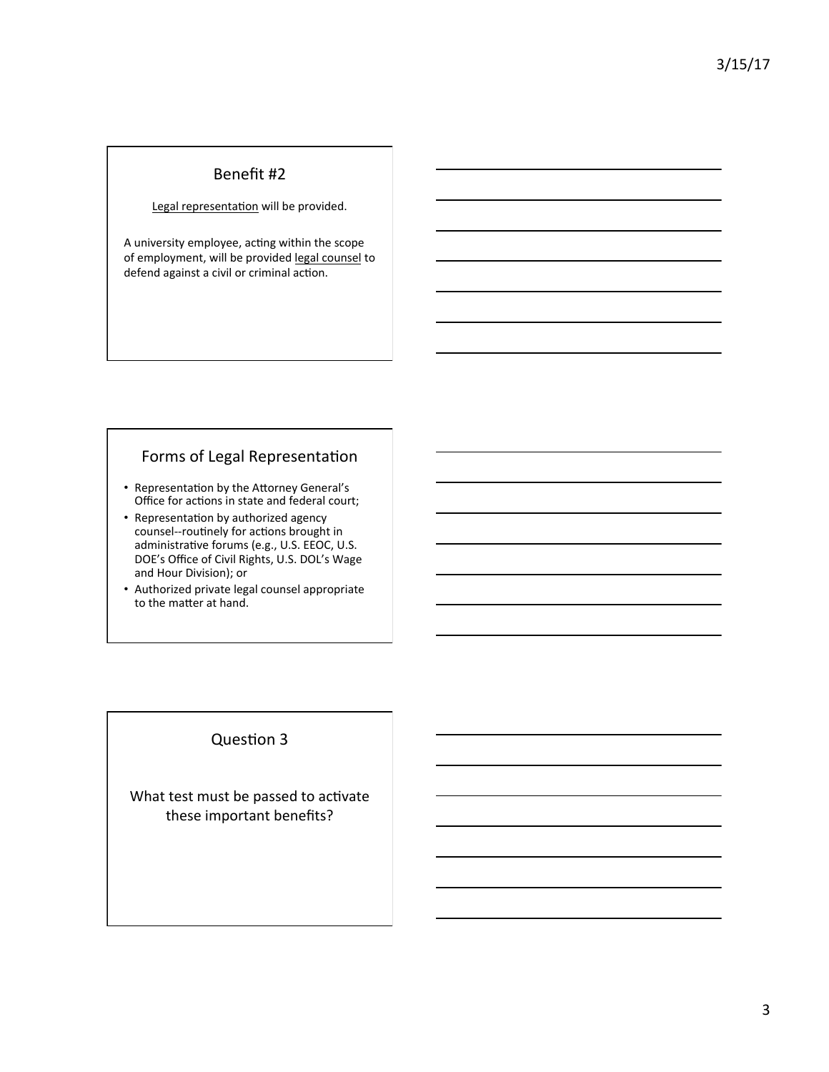## Benefit #2

Legal representation will be provided.

A university employee, acting within the scope of employment, will be provided legal counsel to defend against a civil or criminal action.

## Forms of Legal Representation

- Representation by the Attorney General's Office for actions in state and federal court;
- Representation by authorized agency counsel--routinely for actions brought in administrative forums (e.g., U.S. EEOC, U.S. DOE's Office of Civil Rights, U.S. DOL's Wage and Hour Division); or
- Authorized private legal counsel appropriate to the matter at hand.

## Question 3

What test must be passed to activate these important benefits?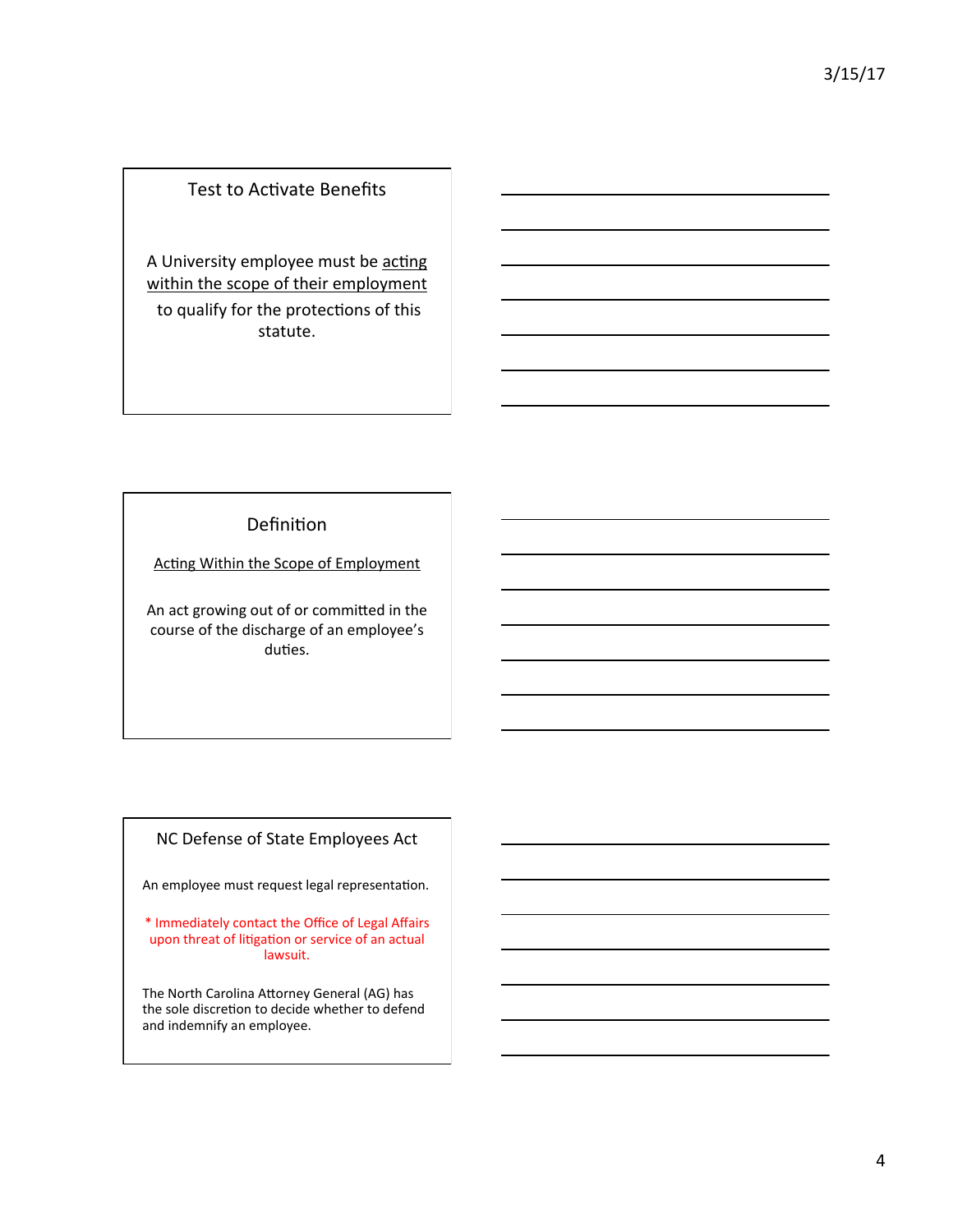## Test to Activate Benefits

A University employee must be acting within the scope of their employment to qualify for the protections of this statute.

## Definition

Acting Within the Scope of Employment

An act growing out of or committed in the course of the discharge of an employee's duties.

## NC Defense of State Employees Act

An employee must request legal representation.

* Immediately contact the Office of Legal Affairs upon threat of litigation or service of an actual lawsuit.

The North Carolina Attorney General (AG) has the sole discretion to decide whether to defend and indemnify an employee.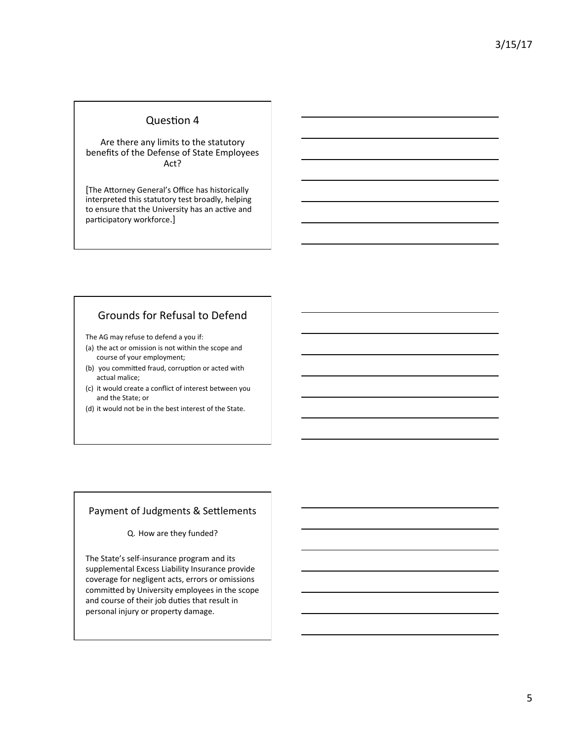## Question 4

Are there any limits to the statutory benefits of the Defense of State Employees Act?

[The Attorney General's Office has historically interpreted this statutory test broadly, helping to ensure that the University has an active and participatory workforce.]

## Grounds for Refusal to Defend

The AG may refuse to defend a you if:

(a) the act or omission is not within the scope and course of your employment;
(b) you committed fraud, corruption or acted with actual malice;
(c) it would create a conflict of interest between you and the State; or
(d) it would not be in the best interest of the State.

## Payment of Judgments & Settlements

Q. How are they funded?

The State's self-insurance program and its supplemental Excess Liability Insurance provide coverage for negligent acts, errors or omissions committed by University employees in the scope and course of their job duties that result in personal injury or property damage.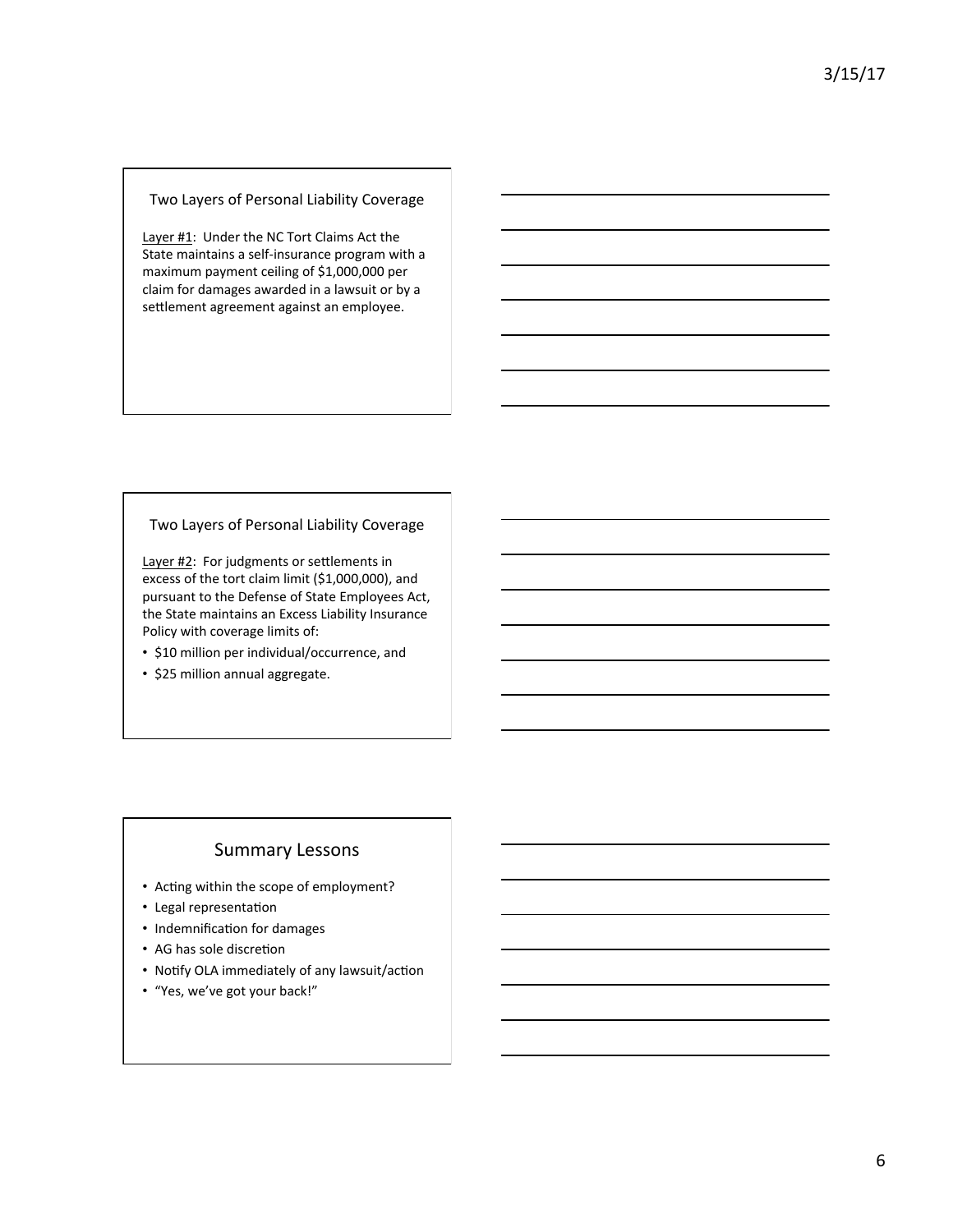## Two Layers of Personal Liability Coverage

Layer #1: Under the NC Tort Claims Act the State maintains a self-insurance program with a maximum payment ceiling of $1,000,000 per claim for damages awarded in a lawsuit or by a settlement agreement against an employee.

## Two Layers of Personal Liability Coverage

Layer #2: For judgments or settlements in excess of the tort claim limit ($1,000,000), and pursuant to the Defense of State Employees Act, the State maintains an Excess Liability Insurance Policy with coverage limits of:

- $10 million per individual/occurrence, and
- $25 million annual aggregate.

## Summary Lessons

- Acting within the scope of employment?
- Legal representation
- Indemnification for damages
- AG has sole discretion
- Notify OLA immediately of any lawsuit/action
- "Yes, we've got your back!"